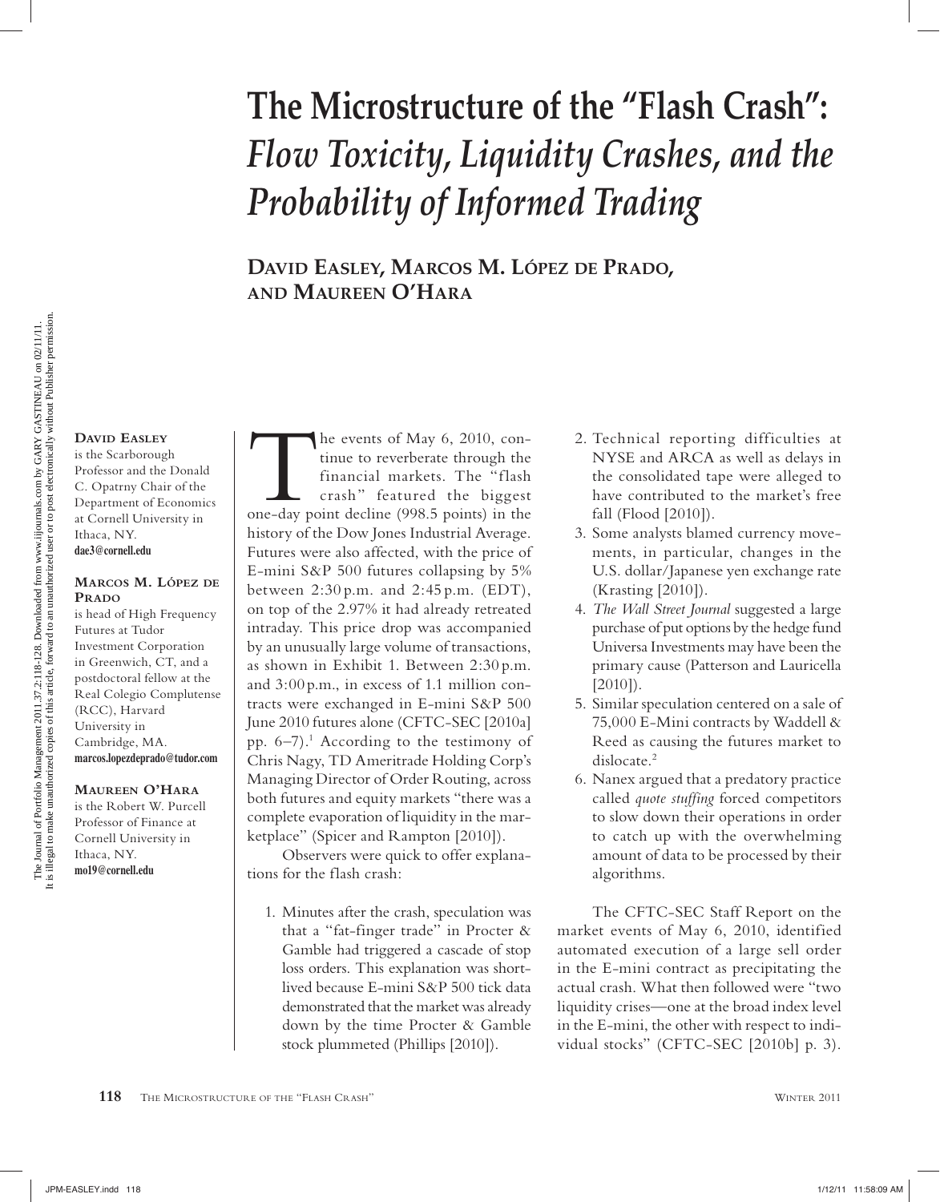# The Microstructure of the "Flash Crash": *Flow Toxicity, Liquidity Crashes, and the Probability of Informed Trading*

**David Easley, Marcos M. López de Prado, and Maureen O'Hara**

**David Easley** is the Scarborough Professor and the Donald C. Opatrny Chair of the Department of Economics at Cornell University in Ithaca, NY.
**dae3@cornell.edu**

**Marcos M. López de Prado** is head of High Frequency Futures at Tudor Investment Corporation in Greenwich, CT, and a postdoctoral fellow at the Real Colegio Complutense (RCC), Harvard University in Cambridge, MA.
**marcos.lopezdeprado@tudor.com**

**Maureen O'Hara** is the Robert W. Purcell Professor of Finance at Cornell University in Ithaca, NY.
**mo19@cornell.edu**

The events of May 6, 2010, continue to reverberate through the financial markets. The "flash crash" featured the biggest one-day point decline (998.5 points) in the history of the Dow Jones Industrial Average. Futures were also affected, with the price of E-mini S&P 500 futures collapsing by 5% between 2:30 p.m. and 2:45 p.m. (EDT), on top of the 2.97% it had already retreated intraday. This price drop was accompanied by an unusually large volume of transactions, as shown in Exhibit 1. Between 2:30 p.m. and 3:00 p.m., in excess of 1.1 million contracts were exchanged in E-mini S&P 500 June 2010 futures alone (CFTC-SEC [2010a] pp. 6–7).[1] According to the testimony of Chris Nagy, TD Ameritrade Holding Corp's Managing Director of Order Routing, across both futures and equity markets "there was a complete evaporation of liquidity in the marketplace" (Spicer and Rampton [2010]).

Observers were quick to offer explanations for the flash crash:

1. Minutes after the crash, speculation was that a "fat-finger trade" in Procter & Gamble had triggered a cascade of stop loss orders. This explanation was short-lived because E-mini S&P 500 tick data demonstrated that the market was already down by the time Procter & Gamble stock plummeted (Phillips [2010]).
2. Technical reporting difficulties at NYSE and ARCA as well as delays in the consolidated tape were alleged to have contributed to the market's free fall (Flood [2010]).
3. Some analysts blamed currency movements, in particular, changes in the U.S. dollar/Japanese yen exchange rate (Krasting [2010]).
4. *The Wall Street Journal* suggested a large purchase of put options by the hedge fund Universa Investments may have been the primary cause (Patterson and Lauricella [2010]).
5. Similar speculation centered on a sale of 75,000 E-Mini contracts by Waddell & Reed as causing the futures market to dislocate.[2]
6. Nanex argued that a predatory practice called *quote stuffing* forced competitors to slow down their operations in order to catch up with the overwhelming amount of data to be processed by their algorithms.

The CFTC-SEC Staff Report on the market events of May 6, 2010, identified automated execution of a large sell order in the E-mini contract as precipitating the actual crash. What then followed were "two liquidity crises—one at the broad index level in the E-mini, the other with respect to individual stocks" (CFTC-SEC [2010b] p. 3).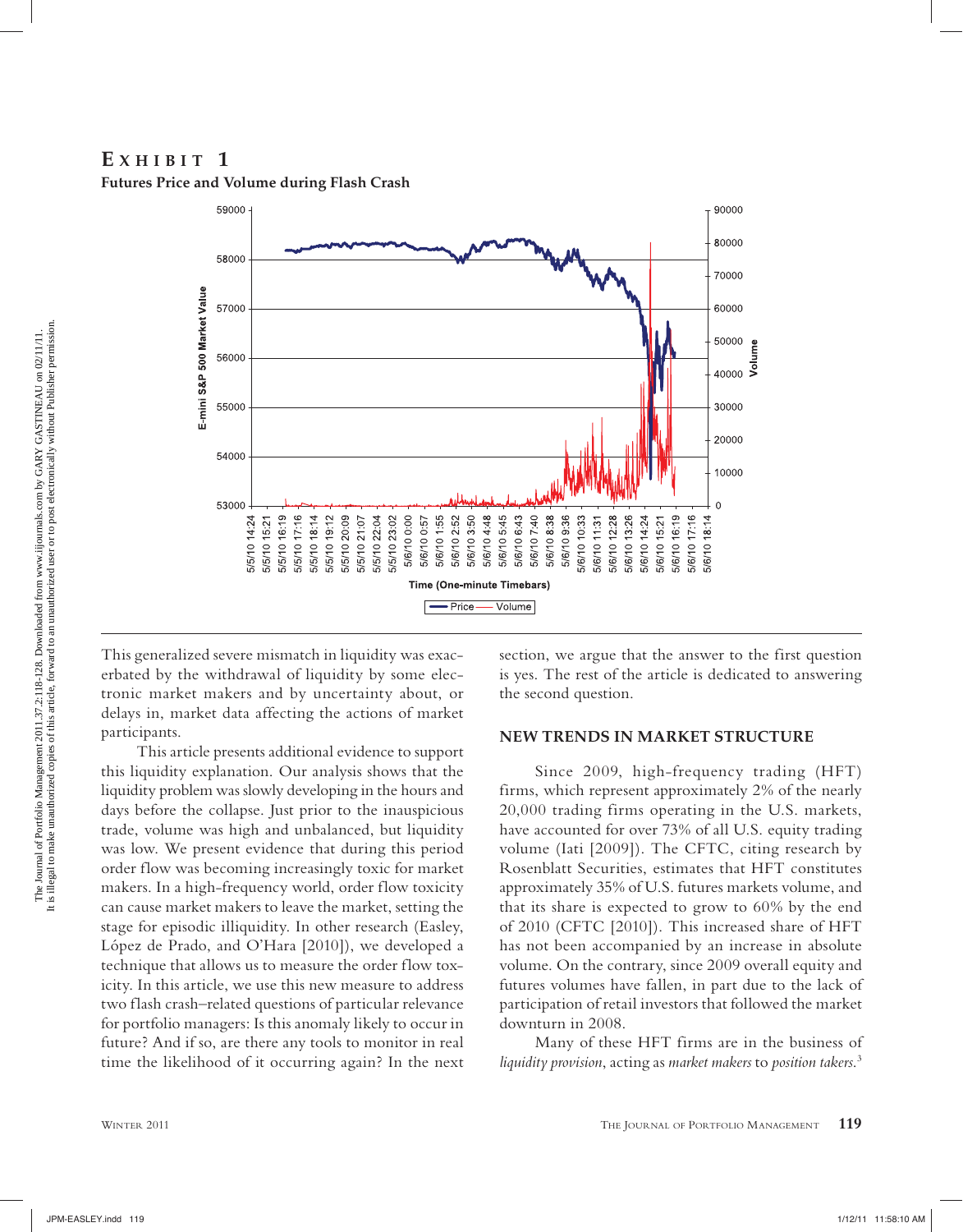**EXHIBIT 1**

**Futures Price and Volume during Flash Crash**

This generalized severe mismatch in liquidity was exacerbated by the withdrawal of liquidity by some electronic market makers and by uncertainty about, or delays in, market data affecting the actions of market participants.

This article presents additional evidence to support this liquidity explanation. Our analysis shows that the liquidity problem was slowly developing in the hours and days before the collapse. Just prior to the inauspicious trade, volume was high and unbalanced, but liquidity was low. We present evidence that during this period order flow was becoming increasingly toxic for market makers. In a high-frequency world, order flow toxicity can cause market makers to leave the market, setting the stage for episodic illiquidity. In other research (Easley, López de Prado, and O'Hara [2010]), we developed a technique that allows us to measure the order flow toxicity. In this article, we use this new measure to address two flash crash–related questions of particular relevance for portfolio managers: Is this anomaly likely to occur in future? And if so, are there any tools to monitor in real time the likelihood of it occurring again? In the next section, we argue that the answer to the first question is yes. The rest of the article is dedicated to answering the second question.

## NEW TRENDS IN MARKET STRUCTURE

Since 2009, high-frequency trading (HFT) firms, which represent approximately 2% of the nearly 20,000 trading firms operating in the U.S. markets, have accounted for over 73% of all U.S. equity trading volume (Iati [2009]). The CFTC, citing research by Rosenblatt Securities, estimates that HFT constitutes approximately 35% of U.S. futures markets volume, and that its share is expected to grow to 60% by the end of 2010 (CFTC [2010]). This increased share of HFT has not been accompanied by an increase in absolute volume. On the contrary, since 2009 overall equity and futures volumes have fallen, in part due to the lack of participation of retail investors that followed the market downturn in 2008.

Many of these HFT firms are in the business of *liquidity provision*, acting as *market makers* to *position takers*.[3]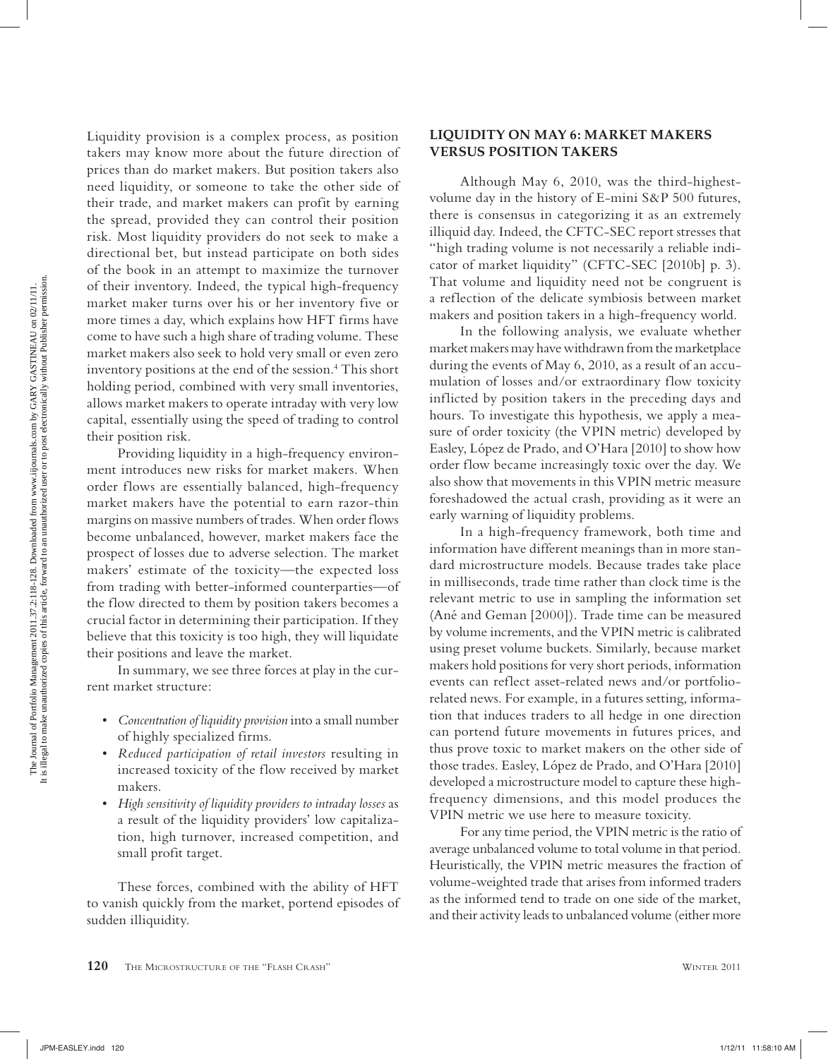Liquidity provision is a complex process, as position takers may know more about the future direction of prices than do market makers. But position takers also need liquidity, or someone to take the other side of their trade, and market makers can profit by earning the spread, provided they can control their position risk. Most liquidity providers do not seek to make a directional bet, but instead participate on both sides of the book in an attempt to maximize the turnover of their inventory. Indeed, the typical high-frequency market maker turns over his or her inventory five or more times a day, which explains how HFT firms have come to have such a high share of trading volume. These market makers also seek to hold very small or even zero inventory positions at the end of the session.[4] This short holding period, combined with very small inventories, allows market makers to operate intraday with very low capital, essentially using the speed of trading to control their position risk.

Providing liquidity in a high-frequency environment introduces new risks for market makers. When order flows are essentially balanced, high-frequency market makers have the potential to earn razor-thin margins on massive numbers of trades. When order flows become unbalanced, however, market makers face the prospect of losses due to adverse selection. The market makers' estimate of the toxicity—the expected loss from trading with better-informed counterparties—of the flow directed to them by position takers becomes a crucial factor in determining their participation. If they believe that this toxicity is too high, they will liquidate their positions and leave the market.

In summary, we see three forces at play in the current market structure:

- *Concentration of liquidity provision* into a small number of highly specialized firms.
- *Reduced participation of retail investors* resulting in increased toxicity of the flow received by market makers.
- *High sensitivity of liquidity providers to intraday losses* as a result of the liquidity providers' low capitalization, high turnover, increased competition, and small profit target.

These forces, combined with the ability of HFT to vanish quickly from the market, portend episodes of sudden illiquidity.

## LIQUIDITY ON MAY 6: MARKET MAKERS VERSUS POSITION TAKERS

Although May 6, 2010, was the third-highest-volume day in the history of E-mini S&P 500 futures, there is consensus in categorizing it as an extremely illiquid day. Indeed, the CFTC-SEC report stresses that "high trading volume is not necessarily a reliable indicator of market liquidity" (CFTC-SEC [2010b] p. 3). That volume and liquidity need not be congruent is a reflection of the delicate symbiosis between market makers and position takers in a high-frequency world.

In the following analysis, we evaluate whether market makers may have withdrawn from the marketplace during the events of May 6, 2010, as a result of an accumulation of losses and/or extraordinary flow toxicity inflicted by position takers in the preceding days and hours. To investigate this hypothesis, we apply a measure of order toxicity (the VPIN metric) developed by Easley, López de Prado, and O'Hara [2010] to show how order flow became increasingly toxic over the day. We also show that movements in this VPIN metric measure foreshadowed the actual crash, providing as it were an early warning of liquidity problems.

In a high-frequency framework, both time and information have different meanings than in more standard microstructure models. Because trades take place in milliseconds, trade time rather than clock time is the relevant metric to use in sampling the information set (Ané and Geman [2000]). Trade time can be measured by volume increments, and the VPIN metric is calibrated using preset volume buckets. Similarly, because market makers hold positions for very short periods, information events can reflect asset-related news and/or portfolio-related news. For example, in a futures setting, information that induces traders to all hedge in one direction can portend future movements in futures prices, and thus prove toxic to market makers on the other side of those trades. Easley, López de Prado, and O'Hara [2010] developed a microstructure model to capture these high-frequency dimensions, and this model produces the VPIN metric we use here to measure toxicity.

For any time period, the VPIN metric is the ratio of average unbalanced volume to total volume in that period. Heuristically, the VPIN metric measures the fraction of volume-weighted trade that arises from informed traders as the informed tend to trade on one side of the market, and their activity leads to unbalanced volume (either more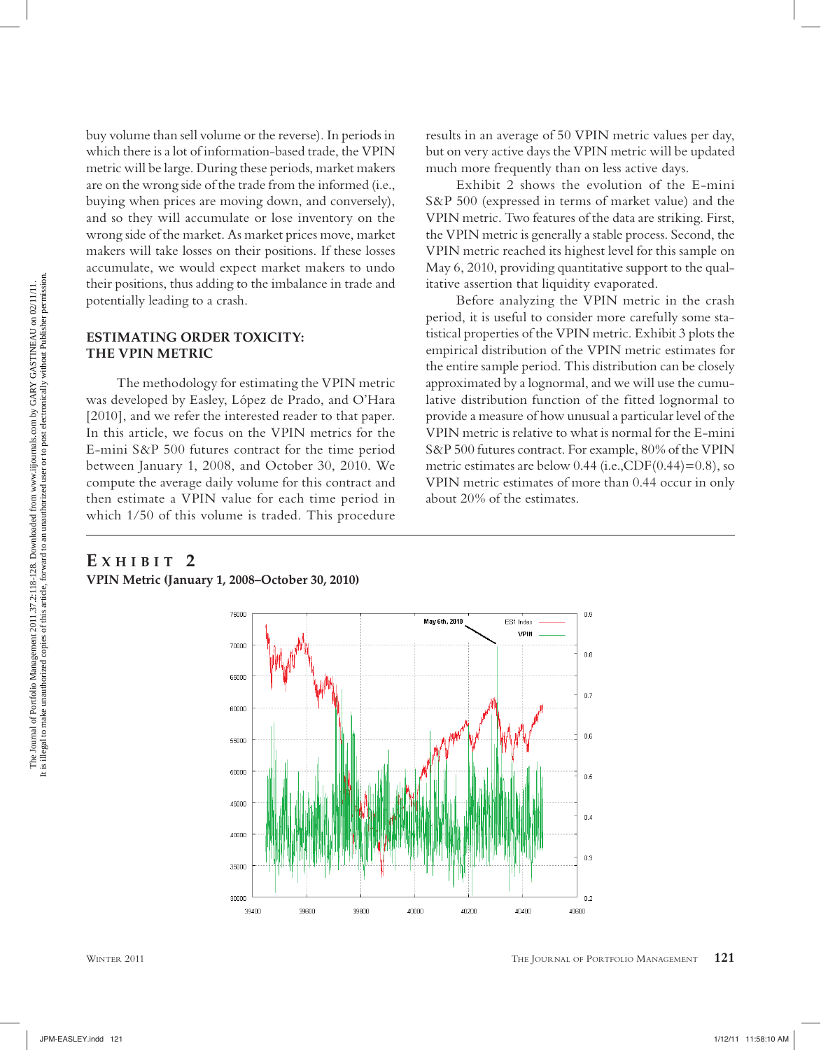buy volume than sell volume or the reverse). In periods in which there is a lot of information-based trade, the VPIN metric will be large. During these periods, market makers are on the wrong side of the trade from the informed (i.e., buying when prices are moving down, and conversely), and so they will accumulate or lose inventory on the wrong side of the market. As market prices move, market makers will take losses on their positions. If these losses accumulate, we would expect market makers to undo their positions, thus adding to the imbalance in trade and potentially leading to a crash.

## ESTIMATING ORDER TOXICITY: THE VPIN METRIC

The methodology for estimating the VPIN metric was developed by Easley, López de Prado, and O'Hara [2010], and we refer the interested reader to that paper. In this article, we focus on the VPIN metrics for the E-mini S&P 500 futures contract for the time period between January 1, 2008, and October 30, 2010. We compute the average daily volume for this contract and then estimate a VPIN value for each time period in which 1/50 of this volume is traded. This procedure results in an average of 50 VPIN metric values per day, but on very active days the VPIN metric will be updated much more frequently than on less active days.

Exhibit 2 shows the evolution of the E-mini S&P 500 (expressed in terms of market value) and the VPIN metric. Two features of the data are striking. First, the VPIN metric is generally a stable process. Second, the VPIN metric reached its highest level for this sample on May 6, 2010, providing quantitative support to the qualitative assertion that liquidity evaporated.

Before analyzing the VPIN metric in the crash period, it is useful to consider more carefully some statistical properties of the VPIN metric. Exhibit 3 plots the empirical distribution of the VPIN metric estimates for the entire sample period. This distribution can be closely approximated by a lognormal, and we will use the cumulative distribution function of the fitted lognormal to provide a measure of how unusual a particular level of the VPIN metric is relative to what is normal for the E-mini S&P 500 futures contract. For example, 80% of the VPIN metric estimates are below 0.44 (i.e.,CDF(0.44)=0.8), so VPIN metric estimates of more than 0.44 occur in only about 20% of the estimates.

**EXHIBIT 2**
**VPIN Metric (January 1, 2008–October 30, 2010)**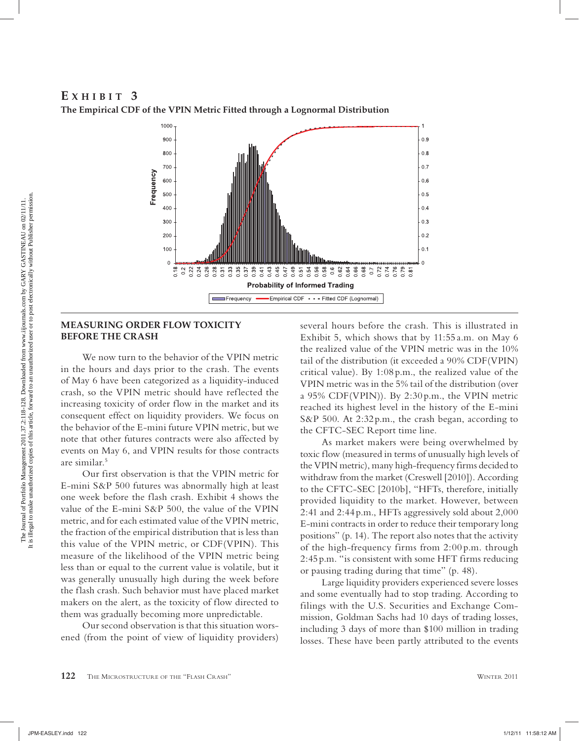**EXHIBIT 3**

**The Empirical CDF of the VPIN Metric Fitted through a Lognormal Distribution**

## MEASURING ORDER FLOW TOXICITY BEFORE THE CRASH

We now turn to the behavior of the VPIN metric in the hours and days prior to the crash. The events of May 6 have been categorized as a liquidity-induced crash, so the VPIN metric should have reflected the increasing toxicity of order flow in the market and its consequent effect on liquidity providers. We focus on the behavior of the E-mini future VPIN metric, but we note that other futures contracts were also affected by events on May 6, and VPIN results for those contracts are similar.[5]

Our first observation is that the VPIN metric for E-mini S&P 500 futures was abnormally high at least one week before the flash crash. Exhibit 4 shows the value of the E-mini S&P 500, the value of the VPIN metric, and for each estimated value of the VPIN metric, the fraction of the empirical distribution that is less than this value of the VPIN metric, or CDF(VPIN). This measure of the likelihood of the VPIN metric being less than or equal to the current value is volatile, but it was generally unusually high during the week before the flash crash. Such behavior must have placed market makers on the alert, as the toxicity of flow directed to them was gradually becoming more unpredictable.

Our second observation is that this situation worsened (from the point of view of liquidity providers) several hours before the crash. This is illustrated in Exhibit 5, which shows that by 11:55 a.m. on May 6 the realized value of the VPIN metric was in the 10% tail of the distribution (it exceeded a 90% CDF(VPIN) critical value). By 1:08 p.m., the realized value of the VPIN metric was in the 5% tail of the distribution (over a 95% CDF(VPIN)). By 2:30 p.m., the VPIN metric reached its highest level in the history of the E-mini S&P 500. At 2:32 p.m., the crash began, according to the CFTC-SEC Report time line.

As market makers were being overwhelmed by toxic flow (measured in terms of unusually high levels of the VPIN metric), many high-frequency firms decided to withdraw from the market (Creswell [2010]). According to the CFTC-SEC [2010b], "HFTs, therefore, initially provided liquidity to the market. However, between 2:41 and 2:44 p.m., HFTs aggressively sold about 2,000 E-mini contracts in order to reduce their temporary long positions" (p. 14). The report also notes that the activity of the high-frequency firms from 2:00 p.m. through 2:45 p.m. "is consistent with some HFT firms reducing or pausing trading during that time" (p. 48).

Large liquidity providers experienced severe losses and some eventually had to stop trading. According to filings with the U.S. Securities and Exchange Commission, Goldman Sachs had 10 days of trading losses, including 3 days of more than $100 million in trading losses. These have been partly attributed to the events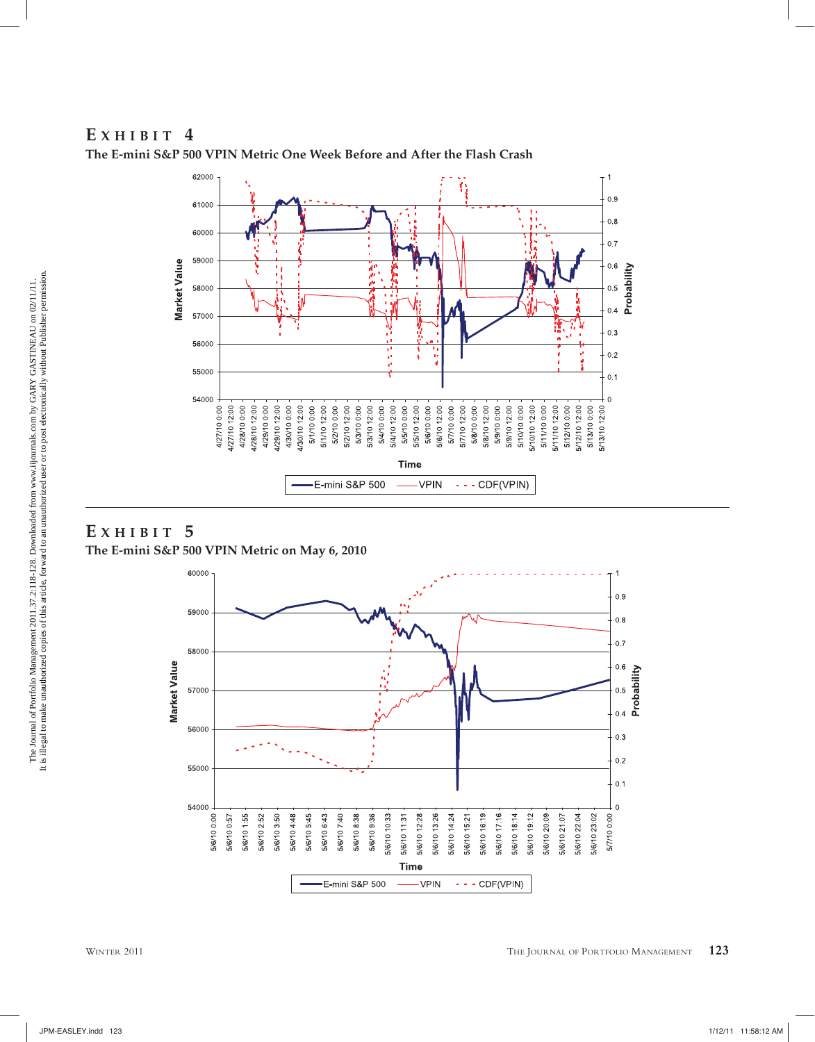## EXHIBIT 4

**The E-mini S&P 500 VPIN Metric One Week Before and After the Flash Crash**

## EXHIBIT 5

**The E-mini S&P 500 VPIN Metric on May 6, 2010**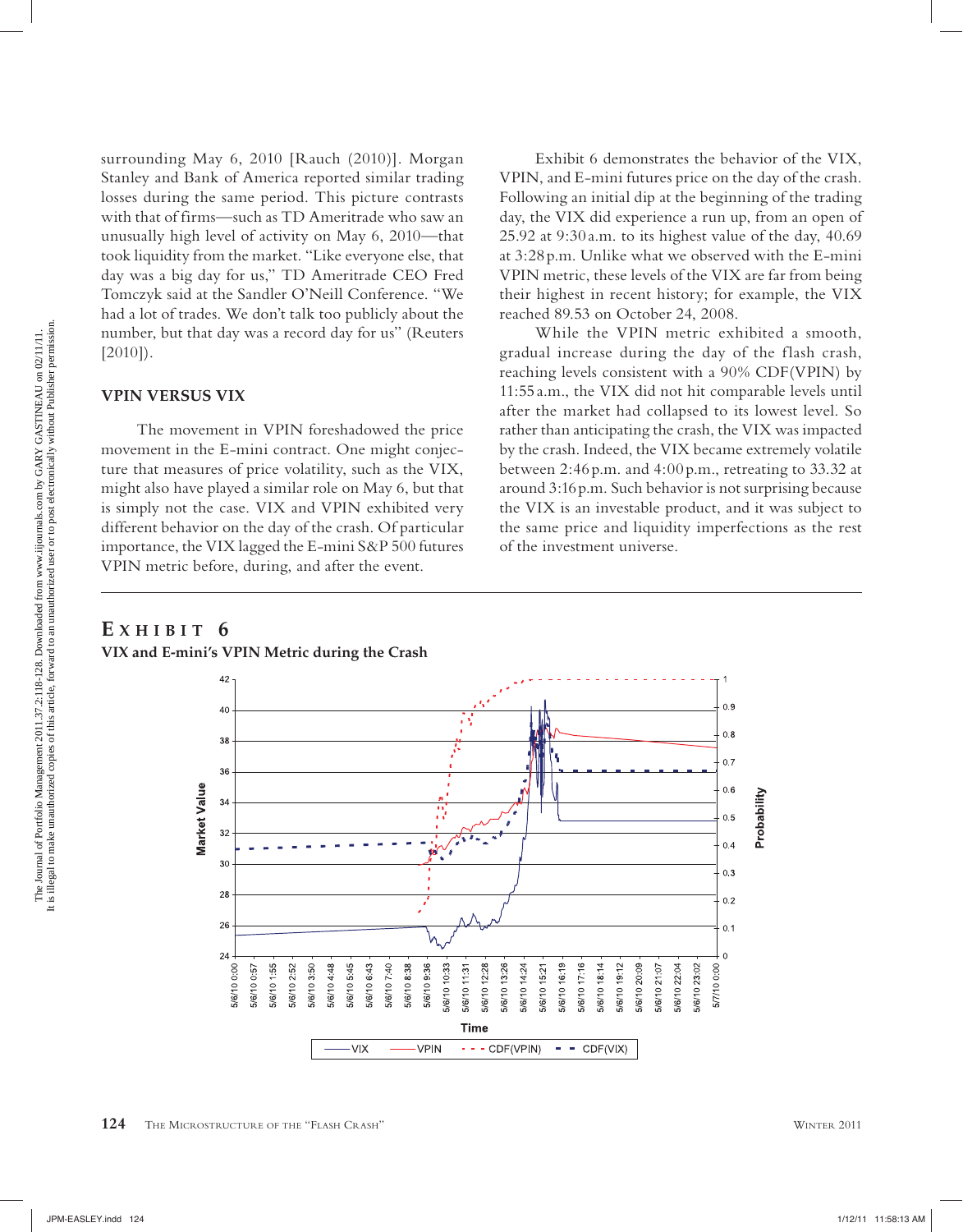surrounding May 6, 2010 [Rauch (2010)]. Morgan Stanley and Bank of America reported similar trading losses during the same period. This picture contrasts with that of firms—such as TD Ameritrade who saw an unusually high level of activity on May 6, 2010—that took liquidity from the market. "Like everyone else, that day was a big day for us," TD Ameritrade CEO Fred Tomczyk said at the Sandler O'Neill Conference. "We had a lot of trades. We don't talk too publicly about the number, but that day was a record day for us" (Reuters [2010]).

## VPIN VERSUS VIX

The movement in VPIN foreshadowed the price movement in the E-mini contract. One might conjecture that measures of price volatility, such as the VIX, might also have played a similar role on May 6, but that is simply not the case. VIX and VPIN exhibited very different behavior on the day of the crash. Of particular importance, the VIX lagged the E-mini S&P 500 futures VPIN metric before, during, and after the event.

Exhibit 6 demonstrates the behavior of the VIX, VPIN, and E-mini futures price on the day of the crash. Following an initial dip at the beginning of the trading day, the VIX did experience a run up, from an open of 25.92 at 9:30 a.m. to its highest value of the day, 40.69 at 3:28 p.m. Unlike what we observed with the E-mini VPIN metric, these levels of the VIX are far from being their highest in recent history; for example, the VIX reached 89.53 on October 24, 2008.

While the VPIN metric exhibited a smooth, gradual increase during the day of the flash crash, reaching levels consistent with a 90% CDF(VPIN) by 11:55 a.m., the VIX did not hit comparable levels until after the market had collapsed to its lowest level. So rather than anticipating the crash, the VIX was impacted by the crash. Indeed, the VIX became extremely volatile between 2:46 p.m. and 4:00 p.m., retreating to 33.32 at around 3:16 p.m. Such behavior is not surprising because the VIX is an investable product, and it was subject to the same price and liquidity imperfections as the rest of the investment universe.

**EXHIBIT 6**
**VIX and E-mini's VPIN Metric during the Crash**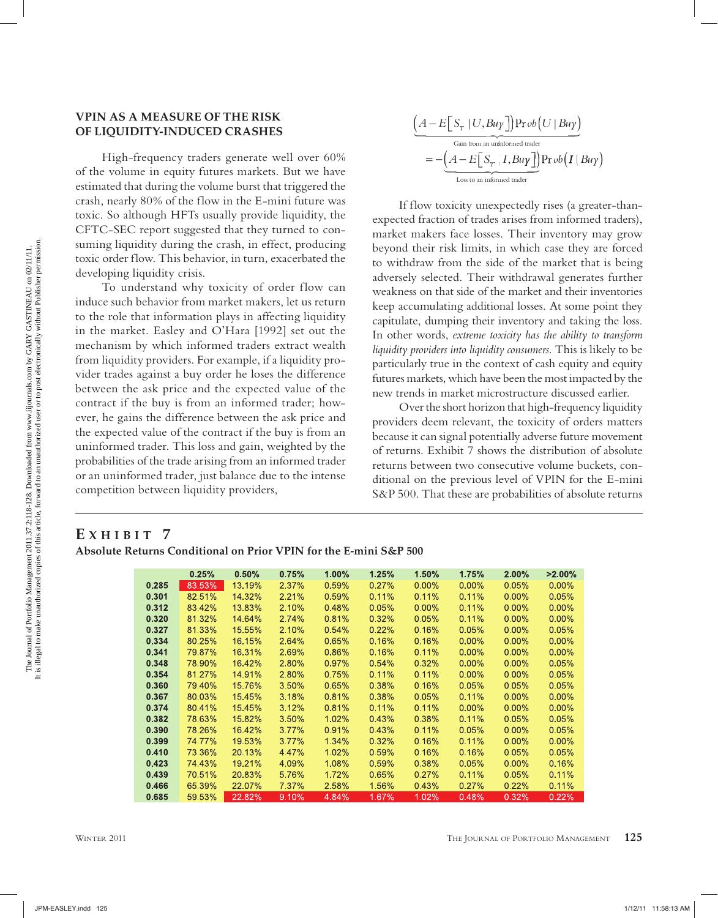## VPIN AS A MEASURE OF THE RISK OF LIQUIDITY-INDUCED CRASHES

High-frequency traders generate well over 60% of the volume in equity futures markets. But we have estimated that during the volume burst that triggered the crash, nearly 80% of the flow in the E-mini future was toxic. So although HFTs usually provide liquidity, the CFTC-SEC report suggested that they turned to consuming liquidity during the crash, in effect, producing toxic order flow. This behavior, in turn, exacerbated the developing liquidity crisis.

To understand why toxicity of order flow can induce such behavior from market makers, let us return to the role that information plays in affecting liquidity in the market. Easley and O'Hara [1992] set out the mechanism by which informed traders extract wealth from liquidity providers. For example, if a liquidity provider trades against a buy order he loses the difference between the ask price and the expected value of the contract if the buy is from an informed trader; however, he gains the difference between the ask price and the expected value of the contract if the buy is from an uninformed trader. This loss and gain, weighted by the probabilities of the trade arising from an informed trader or an uninformed trader, just balance due to the intense competition between liquidity providers,

$$\underbrace{\left(A - E\left[S_T \mid U, Buy\right]\right)}_{\text{Gain from an uninformed trader}}\Pr ob\left(U \mid Buy\right)$$
$$= -\underbrace{\left(A - E\left[S_T \mid I, Buy\right]\right)}_{\text{Loss to an informed trader}}\Pr ob\left(I \mid Buy\right)$$

If flow toxicity unexpectedly rises (a greater-than-expected fraction of trades arises from informed traders), market makers face losses. Their inventory may grow beyond their risk limits, in which case they are forced to withdraw from the side of the market that is being adversely selected. Their withdrawal generates further weakness on that side of the market and their inventories keep accumulating additional losses. At some point they capitulate, dumping their inventory and taking the loss. In other words, *extreme toxicity has the ability to transform liquidity providers into liquidity consumers.* This is likely to be particularly true in the context of cash equity and equity futures markets, which have been the most impacted by the new trends in market microstructure discussed earlier.

Over the short horizon that high-frequency liquidity providers deem relevant, the toxicity of orders matters because it can signal potentially adverse future movement of returns. Exhibit 7 shows the distribution of absolute returns between two consecutive volume buckets, conditional on the previous level of VPIN for the E-mini S&P 500. That these are probabilities of absolute returns

**EXHIBIT 7**
**Absolute Returns Conditional on Prior VPIN for the E-mini S&P 500**

| | 0.25% | 0.50% | 0.75% | 1.00% | 1.25% | 1.50% | 1.75% | 2.00% | >2.00% |
|---|---|---|---|---|---|---|---|---|---|
| 0.285 | 83.53% | 13.19% | 2.37% | 0.59% | 0.27% | 0.00% | 0.00% | 0.05% | 0.00% |
| 0.301 | 82.51% | 14.32% | 2.21% | 0.59% | 0.11% | 0.11% | 0.11% | 0.00% | 0.05% |
| 0.312 | 83.42% | 13.83% | 2.10% | 0.48% | 0.05% | 0.00% | 0.11% | 0.00% | 0.00% |
| 0.320 | 81.32% | 14.64% | 2.74% | 0.81% | 0.32% | 0.05% | 0.11% | 0.00% | 0.00% |
| 0.327 | 81.33% | 15.55% | 2.10% | 0.54% | 0.22% | 0.16% | 0.05% | 0.00% | 0.05% |
| 0.334 | 80.25% | 16.15% | 2.64% | 0.65% | 0.16% | 0.16% | 0.00% | 0.00% | 0.00% |
| 0.341 | 79.87% | 16.31% | 2.69% | 0.86% | 0.16% | 0.11% | 0.00% | 0.00% | 0.00% |
| 0.348 | 78.90% | 16.42% | 2.80% | 0.97% | 0.54% | 0.32% | 0.00% | 0.00% | 0.05% |
| 0.354 | 81.27% | 14.91% | 2.80% | 0.75% | 0.11% | 0.11% | 0.00% | 0.05% | 0.05% |
| 0.360 | 79.40% | 15.76% | 3.50% | 0.65% | 0.38% | 0.16% | 0.05% | 0.05% | 0.05% |
| 0.367 | 80.03% | 15.45% | 3.18% | 0.81% | 0.38% | 0.05% | 0.11% | 0.00% | 0.00% |
| 0.374 | 80.41% | 15.45% | 3.12% | 0.81% | 0.11% | 0.11% | 0.00% | 0.00% | 0.00% |
| 0.382 | 78.63% | 15.82% | 3.50% | 1.02% | 0.43% | 0.38% | 0.11% | 0.05% | 0.05% |
| 0.390 | 78.26% | 16.42% | 3.77% | 0.91% | 0.43% | 0.11% | 0.05% | 0.00% | 0.05% |
| 0.399 | 74.77% | 19.53% | 3.77% | 1.34% | 0.32% | 0.16% | 0.11% | 0.00% | 0.00% |
| 0.410 | 73.36% | 20.13% | 4.47% | 1.02% | 0.59% | 0.16% | 0.16% | 0.05% | 0.05% |
| 0.423 | 74.43% | 19.21% | 4.09% | 1.08% | 0.59% | 0.38% | 0.05% | 0.00% | 0.16% |
| 0.439 | 70.51% | 20.83% | 5.76% | 1.72% | 0.65% | 0.27% | 0.11% | 0.05% | 0.11% |
| 0.466 | 65.39% | 22.07% | 7.37% | 2.58% | 1.56% | 0.43% | 0.27% | 0.22% | 0.11% |
| 0.685 | 59.53% | 22.82% | 9.10% | 4.84% | 1.67% | 1.02% | 0.48% | 0.32% | 0.22% |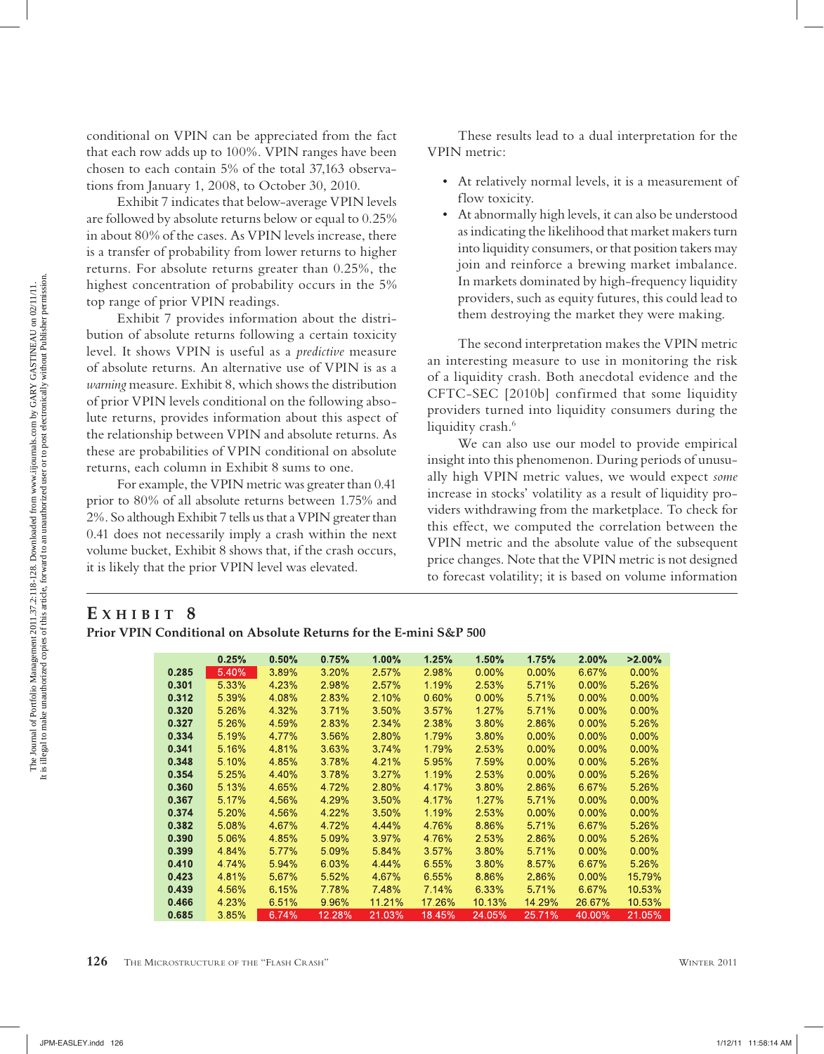conditional on VPIN can be appreciated from the fact that each row adds up to 100%. VPIN ranges have been chosen to each contain 5% of the total 37,163 observations from January 1, 2008, to October 30, 2010.

Exhibit 7 indicates that below-average VPIN levels are followed by absolute returns below or equal to 0.25% in about 80% of the cases. As VPIN levels increase, there is a transfer of probability from lower returns to higher returns. For absolute returns greater than 0.25%, the highest concentration of probability occurs in the 5% top range of prior VPIN readings.

Exhibit 7 provides information about the distribution of absolute returns following a certain toxicity level. It shows VPIN is useful as a *predictive* measure of absolute returns. An alternative use of VPIN is as a *warning* measure. Exhibit 8, which shows the distribution of prior VPIN levels conditional on the following absolute returns, provides information about this aspect of the relationship between VPIN and absolute returns. As these are probabilities of VPIN conditional on absolute returns, each column in Exhibit 8 sums to one.

For example, the VPIN metric was greater than 0.41 prior to 80% of all absolute returns between 1.75% and 2%. So although Exhibit 7 tells us that a VPIN greater than 0.41 does not necessarily imply a crash within the next volume bucket, Exhibit 8 shows that, if the crash occurs, it is likely that the prior VPIN level was elevated.

These results lead to a dual interpretation for the VPIN metric:

- At relatively normal levels, it is a measurement of flow toxicity.
- At abnormally high levels, it can also be understood as indicating the likelihood that market makers turn into liquidity consumers, or that position takers may join and reinforce a brewing market imbalance. In markets dominated by high-frequency liquidity providers, such as equity futures, this could lead to them destroying the market they were making.

The second interpretation makes the VPIN metric an interesting measure to use in monitoring the risk of a liquidity crash. Both anecdotal evidence and the CFTC-SEC [2010b] confirmed that some liquidity providers turned into liquidity consumers during the liquidity crash.[6]

We can also use our model to provide empirical insight into this phenomenon. During periods of unusually high VPIN metric values, we would expect *some* increase in stocks' volatility as a result of liquidity providers withdrawing from the marketplace. To check for this effect, we computed the correlation between the VPIN metric and the absolute value of the subsequent price changes. Note that the VPIN metric is not designed to forecast volatility; it is based on volume information

## Exhibit 8

**Prior VPIN Conditional on Absolute Returns for the E-mini S&P 500**

| | 0.25% | 0.50% | 0.75% | 1.00% | 1.25% | 1.50% | 1.75% | 2.00% | >2.00% |
|---|---|---|---|---|---|---|---|---|---|
| 0.285 | 5.40% | 3.89% | 3.20% | 2.57% | 2.98% | 0.00% | 0.00% | 6.67% | 0.00% |
| 0.301 | 5.33% | 4.23% | 2.98% | 2.57% | 1.19% | 2.53% | 5.71% | 0.00% | 5.26% |
| 0.312 | 5.39% | 4.08% | 2.83% | 2.10% | 0.60% | 0.00% | 5.71% | 0.00% | 0.00% |
| 0.320 | 5.26% | 4.32% | 3.71% | 3.50% | 3.57% | 1.27% | 5.71% | 0.00% | 0.00% |
| 0.327 | 5.26% | 4.59% | 2.83% | 2.34% | 2.38% | 3.80% | 2.86% | 0.00% | 5.26% |
| 0.334 | 5.19% | 4.77% | 3.56% | 2.80% | 1.79% | 3.80% | 0.00% | 0.00% | 0.00% |
| 0.341 | 5.16% | 4.81% | 3.63% | 3.74% | 1.79% | 2.53% | 0.00% | 0.00% | 0.00% |
| 0.348 | 5.10% | 4.85% | 3.78% | 4.21% | 5.95% | 7.59% | 0.00% | 0.00% | 5.26% |
| 0.354 | 5.25% | 4.40% | 3.78% | 3.27% | 1.19% | 2.53% | 0.00% | 0.00% | 5.26% |
| 0.360 | 5.13% | 4.65% | 4.72% | 2.80% | 4.17% | 3.80% | 2.86% | 6.67% | 5.26% |
| 0.367 | 5.17% | 4.56% | 4.29% | 3.50% | 4.17% | 1.27% | 5.71% | 0.00% | 0.00% |
| 0.374 | 5.20% | 4.56% | 4.22% | 3.50% | 1.19% | 2.53% | 0.00% | 0.00% | 0.00% |
| 0.382 | 5.08% | 4.67% | 4.72% | 4.44% | 4.76% | 8.86% | 5.71% | 6.67% | 5.26% |
| 0.390 | 5.06% | 4.85% | 5.09% | 3.97% | 4.76% | 2.53% | 2.86% | 0.00% | 5.26% |
| 0.399 | 4.84% | 5.77% | 5.09% | 5.84% | 3.57% | 3.80% | 5.71% | 0.00% | 0.00% |
| 0.410 | 4.74% | 5.94% | 6.03% | 4.44% | 6.55% | 3.80% | 8.57% | 6.67% | 5.26% |
| 0.423 | 4.81% | 5.67% | 5.52% | 4.67% | 6.55% | 8.86% | 2.86% | 0.00% | 15.79% |
| 0.439 | 4.56% | 6.15% | 7.78% | 7.48% | 7.14% | 6.33% | 5.71% | 6.67% | 10.53% |
| 0.466 | 4.23% | 6.51% | 9.96% | 11.21% | 17.26% | 10.13% | 14.29% | 26.67% | 10.53% |
| 0.685 | 3.85% | 6.74% | 12.28% | 21.03% | 18.45% | 24.05% | 25.71% | 40.00% | 21.05% |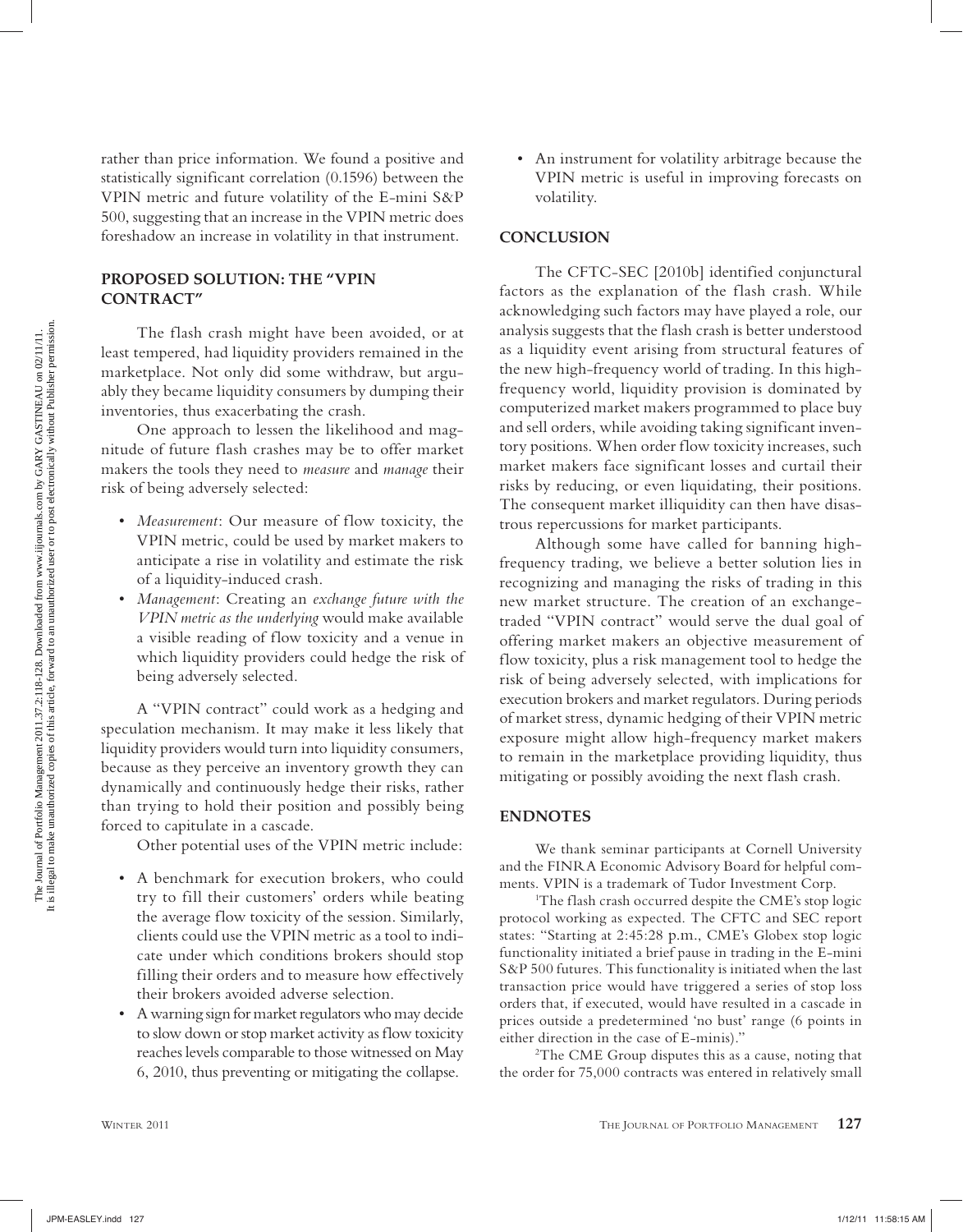rather than price information. We found a positive and statistically significant correlation (0.1596) between the VPIN metric and future volatility of the E-mini S&P 500, suggesting that an increase in the VPIN metric does foreshadow an increase in volatility in that instrument.

## PROPOSED SOLUTION: THE "VPIN CONTRACT"

The flash crash might have been avoided, or at least tempered, had liquidity providers remained in the marketplace. Not only did some withdraw, but arguably they became liquidity consumers by dumping their inventories, thus exacerbating the crash.

One approach to lessen the likelihood and magnitude of future flash crashes may be to offer market makers the tools they need to *measure* and *manage* their risk of being adversely selected:

- *Measurement*: Our measure of flow toxicity, the VPIN metric, could be used by market makers to anticipate a rise in volatility and estimate the risk of a liquidity-induced crash.
- *Management*: Creating an *exchange future with the VPIN metric as the underlying* would make available a visible reading of flow toxicity and a venue in which liquidity providers could hedge the risk of being adversely selected.

A "VPIN contract" could work as a hedging and speculation mechanism. It may make it less likely that liquidity providers would turn into liquidity consumers, because as they perceive an inventory growth they can dynamically and continuously hedge their risks, rather than trying to hold their position and possibly being forced to capitulate in a cascade.

Other potential uses of the VPIN metric include:

- A benchmark for execution brokers, who could try to fill their customers' orders while beating the average flow toxicity of the session. Similarly, clients could use the VPIN metric as a tool to indicate under which conditions brokers should stop filling their orders and to measure how effectively their brokers avoided adverse selection.
- A warning sign for market regulators who may decide to slow down or stop market activity as flow toxicity reaches levels comparable to those witnessed on May 6, 2010, thus preventing or mitigating the collapse.
- An instrument for volatility arbitrage because the VPIN metric is useful in improving forecasts on volatility.

## CONCLUSION

The CFTC-SEC [2010b] identified conjunctural factors as the explanation of the flash crash. While acknowledging such factors may have played a role, our analysis suggests that the flash crash is better understood as a liquidity event arising from structural features of the new high-frequency world of trading. In this high-frequency world, liquidity provision is dominated by computerized market makers programmed to place buy and sell orders, while avoiding taking significant inventory positions. When order flow toxicity increases, such market makers face significant losses and curtail their risks by reducing, or even liquidating, their positions. The consequent market illiquidity can then have disastrous repercussions for market participants.

Although some have called for banning high-frequency trading, we believe a better solution lies in recognizing and managing the risks of trading in this new market structure. The creation of an exchange-traded "VPIN contract" would serve the dual goal of offering market makers an objective measurement of flow toxicity, plus a risk management tool to hedge the risk of being adversely selected, with implications for execution brokers and market regulators. During periods of market stress, dynamic hedging of their VPIN metric exposure might allow high-frequency market makers to remain in the marketplace providing liquidity, thus mitigating or possibly avoiding the next flash crash.

## ENDNOTES

We thank seminar participants at Cornell University and the FINRA Economic Advisory Board for helpful comments. VPIN is a trademark of Tudor Investment Corp.

[1]The flash crash occurred despite the CME's stop logic protocol working as expected. The CFTC and SEC report states: "Starting at 2:45:28 p.m., CME's Globex stop logic functionality initiated a brief pause in trading in the E-mini S&P 500 futures. This functionality is initiated when the last transaction price would have triggered a series of stop loss orders that, if executed, would have resulted in a cascade in prices outside a predetermined 'no bust' range (6 points in either direction in the case of E-minis)."

[2]The CME Group disputes this as a cause, noting that the order for 75,000 contracts was entered in relatively small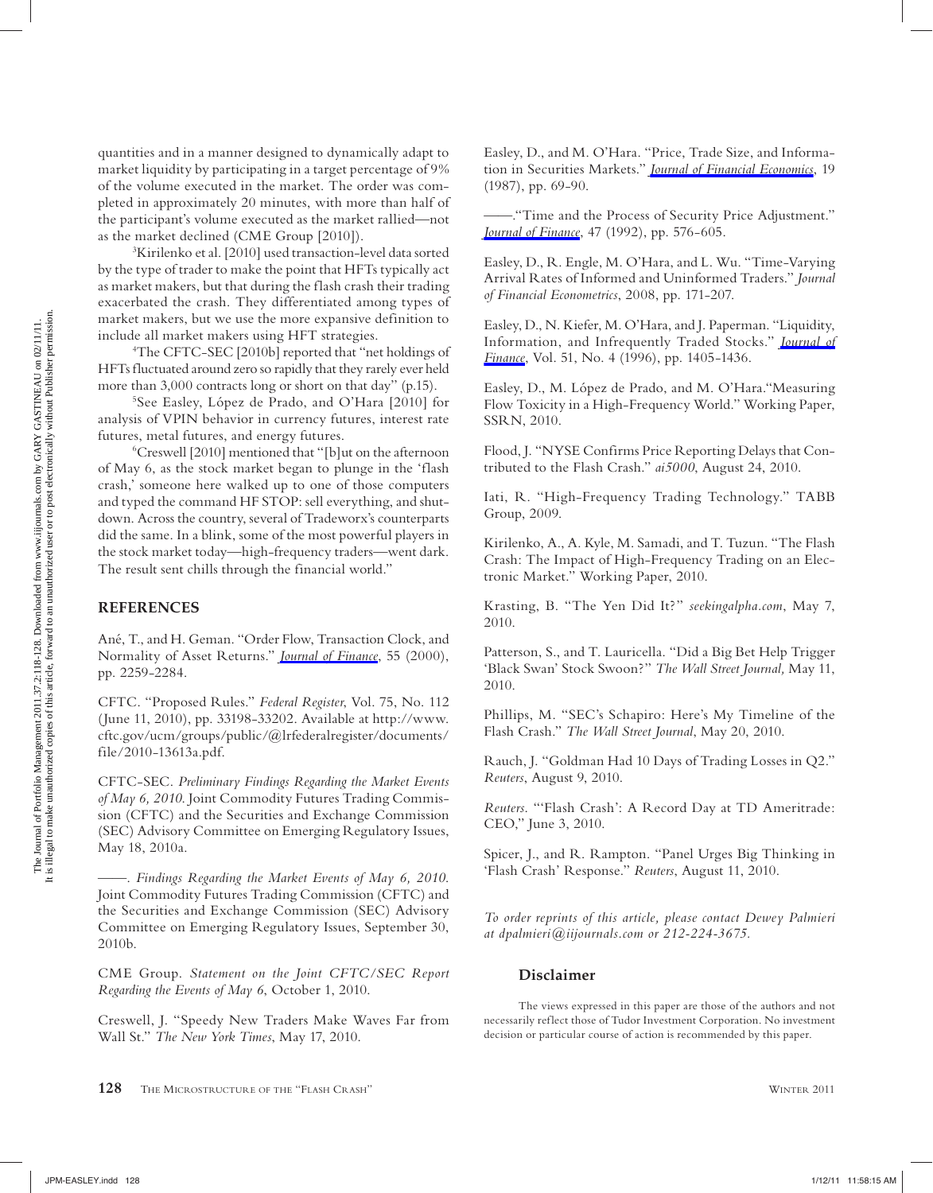quantities and in a manner designed to dynamically adapt to market liquidity by participating in a target percentage of 9% of the volume executed in the market. The order was completed in approximately 20 minutes, with more than half of the participant's volume executed as the market rallied—not as the market declined (CME Group [2010]).

[3]Kirilenko et al. [2010] used transaction-level data sorted by the type of trader to make the point that HFTs typically act as market makers, but that during the flash crash their trading exacerbated the crash. They differentiated among types of market makers, but we use the more expansive definition to include all market makers using HFT strategies.

[4]The CFTC-SEC [2010b] reported that "net holdings of HFTs fluctuated around zero so rapidly that they rarely ever held more than 3,000 contracts long or short on that day" (p.15).

[5]See Easley, López de Prado, and O'Hara [2010] for analysis of VPIN behavior in currency futures, interest rate futures, metal futures, and energy futures.

[6]Creswell [2010] mentioned that "[b]ut on the afternoon of May 6, as the stock market began to plunge in the 'flash crash,' someone here walked up to one of those computers and typed the command HF STOP: sell everything, and shutdown. Across the country, several of Tradeworx's counterparts did the same. In a blink, some of the most powerful players in the stock market today—high-frequency traders—went dark. The result sent chills through the financial world."

## REFERENCES

Ané, T., and H. Geman. "Order Flow, Transaction Clock, and Normality of Asset Returns." *Journal of Finance*, 55 (2000), pp. 2259-2284.

CFTC. "Proposed Rules." *Federal Register*, Vol. 75, No. 112 (June 11, 2010), pp. 33198-33202. Available at http://www.cftc.gov/ucm/groups/public/@lrfederalregister/documents/file/2010-13613a.pdf.

CFTC-SEC. *Preliminary Findings Regarding the Market Events of May 6, 2010.* Joint Commodity Futures Trading Commission (CFTC) and the Securities and Exchange Commission (SEC) Advisory Committee on Emerging Regulatory Issues, May 18, 2010a.

——. *Findings Regarding the Market Events of May 6, 2010.* Joint Commodity Futures Trading Commission (CFTC) and the Securities and Exchange Commission (SEC) Advisory Committee on Emerging Regulatory Issues, September 30, 2010b.

CME Group. *Statement on the Joint CFTC/SEC Report Regarding the Events of May 6*, October 1, 2010.

Creswell, J. "Speedy New Traders Make Waves Far from Wall St." *The New York Times*, May 17, 2010.

Easley, D., and M. O'Hara. "Price, Trade Size, and Information in Securities Markets." *Journal of Financial Economics*, 19 (1987), pp. 69-90.

——."Time and the Process of Security Price Adjustment." *Journal of Finance*, 47 (1992), pp. 576-605.

Easley, D., R. Engle, M. O'Hara, and L. Wu. "Time-Varying Arrival Rates of Informed and Uninformed Traders." *Journal of Financial Econometrics*, 2008, pp. 171-207.

Easley, D., N. Kiefer, M. O'Hara, and J. Paperman. "Liquidity, Information, and Infrequently Traded Stocks." *Journal of Finance*, Vol. 51, No. 4 (1996), pp. 1405-1436.

Easley, D., M. López de Prado, and M. O'Hara."Measuring Flow Toxicity in a High-Frequency World." Working Paper, SSRN, 2010.

Flood, J. "NYSE Confirms Price Reporting Delays that Contributed to the Flash Crash." *ai5000*, August 24, 2010.

Iati, R. "High-Frequency Trading Technology." TABB Group, 2009.

Kirilenko, A., A. Kyle, M. Samadi, and T. Tuzun. "The Flash Crash: The Impact of High-Frequency Trading on an Electronic Market." Working Paper, 2010.

Krasting, B. "The Yen Did It?" *seekingalpha.com*, May 7, 2010.

Patterson, S., and T. Lauricella. "Did a Big Bet Help Trigger 'Black Swan' Stock Swoon?" *The Wall Street Journal,* May 11, 2010.

Phillips, M. "SEC's Schapiro: Here's My Timeline of the Flash Crash." *The Wall Street Journal*, May 20, 2010.

Rauch, J. "Goldman Had 10 Days of Trading Losses in Q2." *Reuters*, August 9, 2010.

*Reuters*. "'Flash Crash': A Record Day at TD Ameritrade: CEO," June 3, 2010.

Spicer, J., and R. Rampton. "Panel Urges Big Thinking in 'Flash Crash' Response." *Reuters*, August 11, 2010.

*To order reprints of this article, please contact Dewey Palmieri at dpalmieri@iijournals.com or 212-224-3675.*

### Disclaimer

The views expressed in this paper are those of the authors and not necessarily reflect those of Tudor Investment Corporation. No investment decision or particular course of action is recommended by this paper.